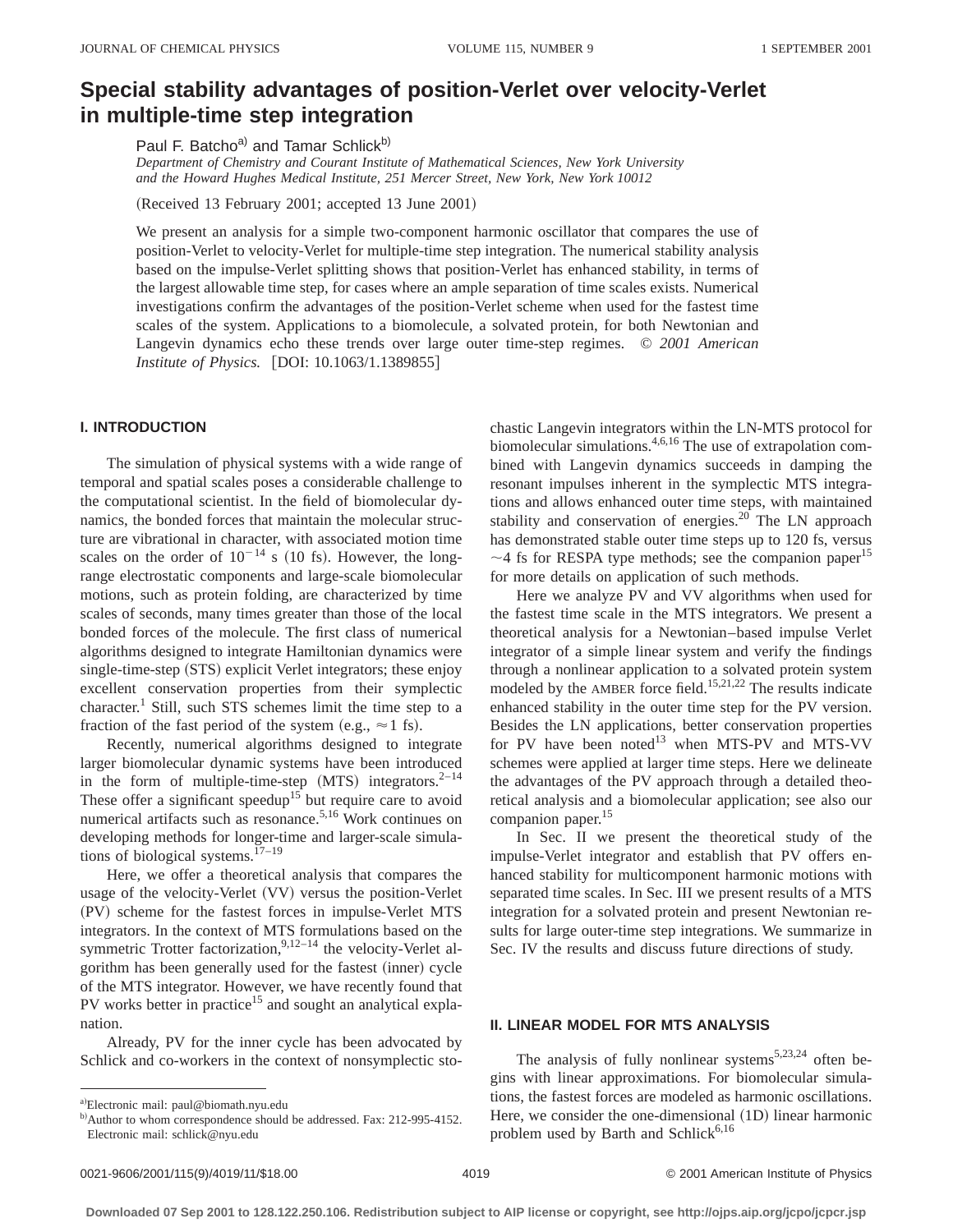# Special stability advantages of position-Verlet over velocity-Verlet in multiple-time step integration

Paul F. Batcho[a] and Tamar Schlick[b]

*Department of Chemistry and Courant Institute of Mathematical Sciences, New York University and the Howard Hughes Medical Institute, 251 Mercer Street, New York, New York 10012*

(Received 13 February 2001; accepted 13 June 2001)

We present an analysis for a simple two-component harmonic oscillator that compares the use of position-Verlet to velocity-Verlet for multiple-time step integration. The numerical stability analysis based on the impulse-Verlet splitting shows that position-Verlet has enhanced stability, in terms of the largest allowable time step, for cases where an ample separation of time scales exists. Numerical investigations confirm the advantages of the position-Verlet scheme when used for the fastest time scales of the system. Applications to a biomolecule, a solvated protein, for both Newtonian and Langevin dynamics echo these trends over large outer time-step regimes. © *2001 American Institute of Physics.* [DOI: 10.1063/1.1389855]

## I. INTRODUCTION

The simulation of physical systems with a wide range of temporal and spatial scales poses a considerable challenge to the computational scientist. In the field of biomolecular dynamics, the bonded forces that maintain the molecular structure are vibrational in character, with associated motion time scales on the order of $10^{-14}$ s (10 fs). However, the long-range electrostatic components and large-scale biomolecular motions, such as protein folding, are characterized by time scales of seconds, many times greater than those of the local bonded forces of the molecule. The first class of numerical algorithms designed to integrate Hamiltonian dynamics were single-time-step (STS) explicit Verlet integrators; these enjoy excellent conservation properties from their symplectic character.[1] Still, such STS schemes limit the time step to a fraction of the fast period of the system (e.g., $\approx 1$ fs).

Recently, numerical algorithms designed to integrate larger biomolecular dynamic systems have been introduced in the form of multiple-time-step (MTS) integrators.[2–14] These offer a significant speedup[15] but require care to avoid numerical artifacts such as resonance.[5,16] Work continues on developing methods for longer-time and larger-scale simulations of biological systems.[17–19]

Here, we offer a theoretical analysis that compares the usage of the velocity-Verlet (VV) versus the position-Verlet (PV) scheme for the fastest forces in impulse-Verlet MTS integrators. In the context of MTS formulations based on the symmetric Trotter factorization,[9,12–14] the velocity-Verlet algorithm has been generally used for the fastest (inner) cycle of the MTS integrator. However, we have recently found that PV works better in practice[15] and sought an analytical explanation.

Already, PV for the inner cycle has been advocated by Schlick and co-workers in the context of nonsymplectic stochastic Langevin integrators within the LN-MTS protocol for biomolecular simulations.[4,6,16] The use of extrapolation combined with Langevin dynamics succeeds in damping the resonant impulses inherent in the symplectic MTS integrations and allows enhanced outer time steps, with maintained stability and conservation of energies.[20] The LN approach has demonstrated stable outer time steps up to 120 fs, versus $\sim$4 fs for RESPA type methods; see the companion paper[15] for more details on application of such methods.

Here we analyze PV and VV algorithms when used for the fastest time scale in the MTS integrators. We present a theoretical analysis for a Newtonian–based impulse Verlet integrator of a simple linear system and verify the findings through a nonlinear application to a solvated protein system modeled by the AMBER force field.[15,21,22] The results indicate enhanced stability in the outer time step for the PV version. Besides the LN applications, better conservation properties for PV have been noted[13] when MTS-PV and MTS-VV schemes were applied at larger time steps. Here we delineate the advantages of the PV approach through a detailed theoretical analysis and a biomolecular application; see also our companion paper.[15]

In Sec. II we present the theoretical study of the impulse-Verlet integrator and establish that PV offers enhanced stability for multicomponent harmonic motions with separated time scales. In Sec. III we present results of a MTS integration for a solvated protein and present Newtonian results for large outer-time step integrations. We summarize in Sec. IV the results and discuss future directions of study.

## II. LINEAR MODEL FOR MTS ANALYSIS

The analysis of fully nonlinear systems[5,23,24] often begins with linear approximations. For biomolecular simulations, the fastest forces are modeled as harmonic oscillations. Here, we consider the one-dimensional (1D) linear harmonic problem used by Barth and Schlick[6,16]

---

[a]Electronic mail: paul@biomath.nyu.edu

[b]Author to whom correspondence should be addressed. Fax: 212-995-4152. Electronic mail: schlick@nyu.edu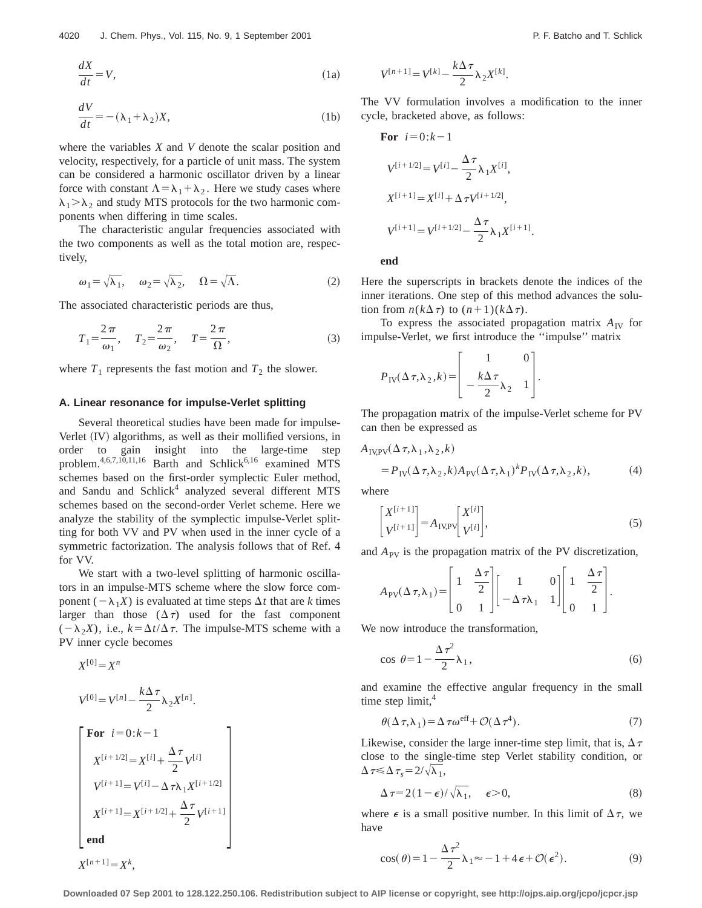$$\frac{dX}{dt} = V, \tag{1a}$$

$$\frac{dV}{dt} = -(\lambda_1 + \lambda_2)X, \tag{1b}$$

where the variables $X$ and $V$ denote the scalar position and velocity, respectively, for a particle of unit mass. The system can be considered a harmonic oscillator driven by a linear force with constant $\Lambda = \lambda_1 + \lambda_2$. Here we study cases where $\lambda_1 > \lambda_2$ and study MTS protocols for the two harmonic components when differing in time scales.

The characteristic angular frequencies associated with the two components as well as the total motion are, respectively,

$$\omega_1 = \sqrt{\lambda_1}, \quad \omega_2 = \sqrt{\lambda_2}, \quad \Omega = \sqrt{\Lambda}. \tag{2}$$

The associated characteristic periods are thus,

$$T_1 = \frac{2\pi}{\omega_1}, \quad T_2 = \frac{2\pi}{\omega_2}, \quad T = \frac{2\pi}{\Omega}, \tag{3}$$

where $T_1$ represents the fast motion and $T_2$ the slower.

### A. Linear resonance for impulse-Verlet splitting

Several theoretical studies have been made for impulse-Verlet (IV) algorithms, as well as their mollified versions, in order to gain insight into the large-time step problem.[4,6,7,10,11,16] Barth and Schlick[6,16] examined MTS schemes based on the first-order symplectic Euler method, and Sandu and Schlick[4] analyzed several different MTS schemes based on the second-order Verlet scheme. Here we analyze the stability of the symplectic impulse-Verlet splitting for both VV and PV when used in the inner cycle of a symmetric factorization. The analysis follows that of Ref. 4 for VV.

We start with a two-level splitting of harmonic oscillators in an impulse-MTS scheme where the slow force component $(-\lambda_1 X)$ is evaluated at time steps $\Delta t$ that are $k$ times larger than those $(\Delta\tau)$ used for the fast component $(-\lambda_2 X)$, i.e., $k = \Delta t/\Delta\tau$. The impulse-MTS scheme with a PV inner cycle becomes

$$X^{[0]} = X^n$$

$$V^{[0]} = V^{[n]} - \frac{k\Delta\tau}{2}\lambda_2 X^{[n]}.$$

$$\left[\begin{array}{l} \textbf{For } \; i = 0{:}k-1 \\ \quad X^{[i+1/2]} = X^{[i]} + \dfrac{\Delta\tau}{2}V^{[i]} \\ \quad V^{[i+1]} = V^{[i]} - \Delta\tau\lambda_1 X^{[i+1/2]} \\ \quad X^{[i+1]} = X^{[i+1/2]} + \dfrac{\Delta\tau}{2}V^{[i+1]} \\ \textbf{end} \end{array}\right]$$

$$X^{[n+1]} = X^k,$$

$$V^{[n+1]} = V^{[k]} - \frac{k\Delta\tau}{2}\lambda_2 X^{[k]}.$$

The VV formulation involves a modification to the inner cycle, bracketed above, as follows:

$$\begin{array}{l} \textbf{For } \; i = 0{:}k-1 \\ \quad V^{[i+1/2]} = V^{[i]} - \dfrac{\Delta\tau}{2}\lambda_1 X^{[i]}, \\ \quad X^{[i+1]} = X^{[i]} + \Delta\tau V^{[i+1/2]}, \\ \quad V^{[i+1]} = V^{[i+1/2]} - \dfrac{\Delta\tau}{2}\lambda_1 X^{[i+1]}. \\ \textbf{end} \end{array}$$

Here the superscripts in brackets denote the indices of the inner iterations. One step of this method advances the solution from $n(k\Delta\tau)$ to $(n+1)(k\Delta\tau)$.

To express the associated propagation matrix $A_{\rm IV}$ for impulse-Verlet, we first introduce the "impulse" matrix

$$P_{\rm IV}(\Delta\tau,\lambda_2,k) = \begin{bmatrix} 1 & 0 \\ -\dfrac{k\Delta\tau}{2}\lambda_2 & 1 \end{bmatrix}.$$

The propagation matrix of the impulse-Verlet scheme for PV can then be expressed as

$$A_{\rm IV,PV}(\Delta\tau,\lambda_1,\lambda_2,k) = P_{\rm IV}(\Delta\tau,\lambda_2,k)A_{\rm PV}(\Delta\tau,\lambda_1)^k P_{\rm IV}(\Delta\tau,\lambda_2,k), \tag{4}$$

where

$$\begin{bmatrix} X^{[i+1]} \\ V^{[i+1]} \end{bmatrix} = A_{\rm IV,PV}\begin{bmatrix} X^{[i]} \\ V^{[i]} \end{bmatrix}, \tag{5}$$

and $A_{\rm PV}$ is the propagation matrix of the PV discretization,

$$A_{\rm PV}(\Delta\tau,\lambda_1) = \begin{bmatrix} 1 & \dfrac{\Delta\tau}{2} \\ 0 & 1 \end{bmatrix}\begin{bmatrix} 1 & 0 \\ -\Delta\tau\lambda_1 & 1 \end{bmatrix}\begin{bmatrix} 1 & \dfrac{\Delta\tau}{2} \\ 0 & 1 \end{bmatrix}.$$

We now introduce the transformation,

$$\cos\theta = 1 - \frac{\Delta\tau^2}{2}\lambda_1, \tag{6}$$

and examine the effective angular frequency in the small time step limit,[4]

$$\theta(\Delta\tau,\lambda_1) = \Delta\tau\omega^{\rm eff} + \mathcal{O}(\Delta\tau^4). \tag{7}$$

Likewise, consider the large inner-time step limit, that is, $\Delta\tau$ close to the single-time step Verlet stability condition, or $\Delta\tau \lessapprox \Delta\tau_s = 2/\sqrt{\lambda_1}$,

$$\Delta\tau = 2(1-\epsilon)/\sqrt{\lambda_1}, \quad \epsilon > 0, \tag{8}$$

where $\epsilon$ is a small positive number. In this limit of $\Delta\tau$, we have

$$\cos(\theta) = 1 - \frac{\Delta\tau^2}{2}\lambda_1 \approx -1 + 4\epsilon + \mathcal{O}(\epsilon^2). \tag{9}$$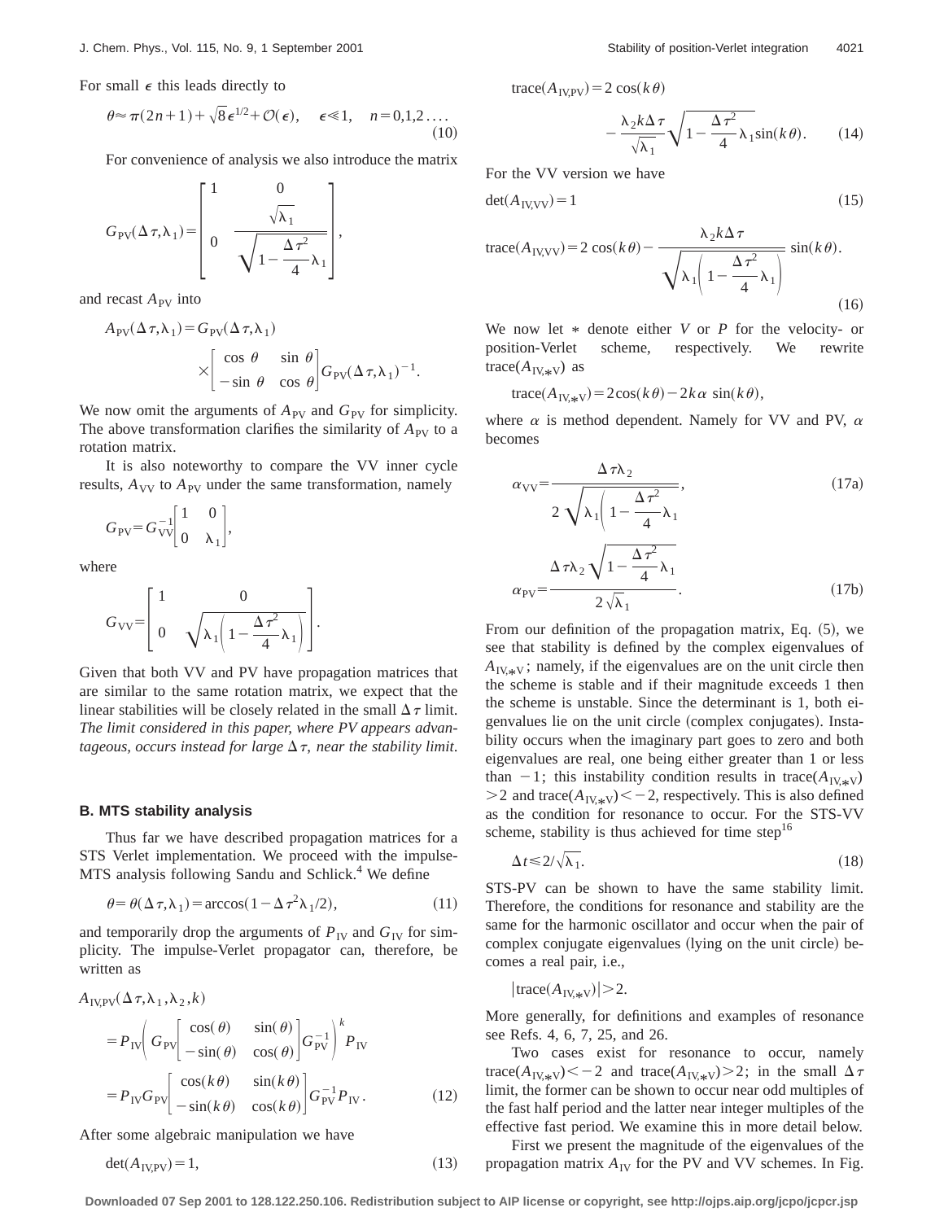For small $\epsilon$ this leads directly to

$$\theta \approx \pi(2n+1) + \sqrt{8}\epsilon^{1/2} + \mathcal{O}(\epsilon), \quad \epsilon \ll 1, \quad n = 0,1,2 \ldots. \tag{10}$$

For convenience of analysis we also introduce the matrix

$$G_{\mathrm{PV}}(\Delta\tau, \lambda_1) = \begin{bmatrix} 1 & 0 \\ 0 & \dfrac{\sqrt{\lambda_1}}{\sqrt{1 - \dfrac{\Delta\tau^2}{4}\lambda_1}} \end{bmatrix},$$

and recast $A_{\mathrm{PV}}$ into

$$A_{\mathrm{PV}}(\Delta\tau, \lambda_1) = G_{\mathrm{PV}}(\Delta\tau, \lambda_1) \times \begin{bmatrix} \cos\theta & \sin\theta \\ -\sin\theta & \cos\theta \end{bmatrix} G_{\mathrm{PV}}(\Delta\tau, \lambda_1)^{-1}.$$

We now omit the arguments of $A_{\mathrm{PV}}$ and $G_{\mathrm{PV}}$ for simplicity. The above transformation clarifies the similarity of $A_{\mathrm{PV}}$ to a rotation matrix.

It is also noteworthy to compare the VV inner cycle results, $A_{\mathrm{VV}}$ to $A_{\mathrm{PV}}$ under the same transformation, namely

$$G_{\mathrm{PV}} = G_{\mathrm{VV}}^{-1} \begin{bmatrix} 1 & 0 \\ 0 & \lambda_1 \end{bmatrix},$$

where

$$G_{\mathrm{VV}} = \begin{bmatrix} 1 & 0 \\ 0 & \sqrt{\lambda_1\left(1 - \dfrac{\Delta\tau^2}{4}\lambda_1\right)} \end{bmatrix}.$$

Given that both VV and PV have propagation matrices that are similar to the same rotation matrix, we expect that the linear stabilities will be closely related in the small $\Delta\tau$ limit. *The limit considered in this paper, where PV appears advantageous, occurs instead for large $\Delta\tau$, near the stability limit.*

### B. MTS stability analysis

Thus far we have described propagation matrices for a STS Verlet implementation. We proceed with the impulse-MTS analysis following Sandu and Schlick.[4] We define

$$\theta = \theta(\Delta\tau, \lambda_1) = \arccos(1 - \Delta\tau^2\lambda_1/2), \tag{11}$$

and temporarily drop the arguments of $P_{\mathrm{IV}}$ and $G_{\mathrm{IV}}$ for simplicity. The impulse-Verlet propagator can, therefore, be written as

$$\begin{aligned} A_{\mathrm{IV,PV}}&(\Delta\tau, \lambda_1, \lambda_2, k) \\ &= P_{\mathrm{IV}} \left( G_{\mathrm{PV}} \begin{bmatrix} \cos(\theta) & \sin(\theta) \\ -\sin(\theta) & \cos(\theta) \end{bmatrix} G_{\mathrm{PV}}^{-1} \right)^k P_{\mathrm{IV}} \\ &= P_{\mathrm{IV}} G_{\mathrm{PV}} \begin{bmatrix} \cos(k\theta) & \sin(k\theta) \\ -\sin(k\theta) & \cos(k\theta) \end{bmatrix} G_{\mathrm{PV}}^{-1} P_{\mathrm{IV}}. \end{aligned} \tag{12}$$

After some algebraic manipulation we have

$$\det(A_{\mathrm{IV,PV}}) = 1, \tag{13}$$

$$\mathrm{trace}(A_{\mathrm{IV,PV}}) = 2\cos(k\theta) - \frac{\lambda_2 k \Delta\tau}{\sqrt{\lambda_1}} \sqrt{1 - \frac{\Delta\tau^2}{4}\lambda_1}\sin(k\theta). \tag{14}$$

For the VV version we have

$$\det(A_{\mathrm{IV,VV}}) = 1 \tag{15}$$

$$\mathrm{trace}(A_{\mathrm{IV,VV}}) = 2\cos(k\theta) - \frac{\lambda_2 k \Delta\tau}{\sqrt{\lambda_1\left(1 - \dfrac{\Delta\tau^2}{4}\lambda_1\right)}} \sin(k\theta). \tag{16}$$

We now let $*$ denote either $V$ or $P$ for the velocity- or position-Verlet scheme, respectively. We rewrite $\mathrm{trace}(A_{\mathrm{IV},*\mathrm{V}})$ as

$$\mathrm{trace}(A_{\mathrm{IV},*\mathrm{V}}) = 2\cos(k\theta) - 2k\alpha\sin(k\theta),$$

where $\alpha$ is method dependent. Namely for VV and PV, $\alpha$ becomes

$$\alpha_{\mathrm{VV}} = \frac{\Delta\tau\lambda_2}{2\sqrt{\lambda_1\left(1 - \dfrac{\Delta\tau^2}{4}\lambda_1\right)}}, \tag{17a}$$

$$\alpha_{\mathrm{PV}} = \frac{\Delta\tau\lambda_2\sqrt{1 - \dfrac{\Delta\tau^2}{4}\lambda_1}}{2\sqrt{\lambda_1}}. \tag{17b}$$

From our definition of the propagation matrix, Eq. (5), we see that stability is defined by the complex eigenvalues of $A_{\mathrm{IV},*\mathrm{V}}$; namely, if the eigenvalues are on the unit circle then the scheme is stable and if their magnitude exceeds 1 then the scheme is unstable. Since the determinant is 1, both eigenvalues lie on the unit circle (complex conjugates). Instability occurs when the imaginary part goes to zero and both eigenvalues are real, one being either greater than 1 or less than $-1$; this instability condition results in $\mathrm{trace}(A_{\mathrm{IV},*\mathrm{V}}) > 2$ and $\mathrm{trace}(A_{\mathrm{IV},*\mathrm{V}}) < -2$, respectively. This is also defined as the condition for resonance to occur. For the STS-VV scheme, stability is thus achieved for time step[16]

$$\Delta t \leq 2/\sqrt{\lambda_1}. \tag{18}$$

STS-PV can be shown to have the same stability limit. Therefore, the conditions for resonance and stability are the same for the harmonic oscillator and occur when the pair of complex conjugate eigenvalues (lying on the unit circle) becomes a real pair, i.e.,

$$|\mathrm{trace}(A_{\mathrm{IV},*\mathrm{V}})| > 2.$$

More generally, for definitions and examples of resonance see Refs. 4, 6, 7, 25, and 26.

Two cases exist for resonance to occur, namely $\mathrm{trace}(A_{\mathrm{IV},*\mathrm{V}}) < -2$ and $\mathrm{trace}(A_{\mathrm{IV},*\mathrm{V}}) > 2$; in the small $\Delta\tau$ limit, the former can be shown to occur near odd multiples of the fast half period and the latter near integer multiples of the effective fast period. We examine this in more detail below.

First we present the magnitude of the eigenvalues of the propagation matrix $A_{\mathrm{IV}}$ for the PV and VV schemes. In Fig.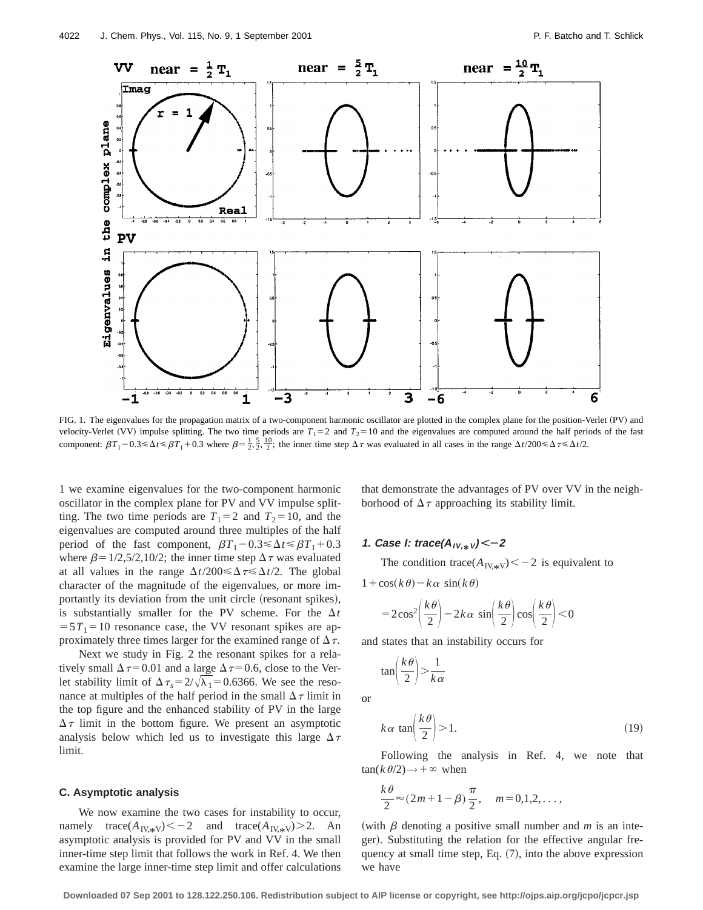FIG. 1. The eigenvalues for the propagation matrix of a two-component harmonic oscillator are plotted in the complex plane for the position-Verlet (PV) and velocity-Verlet (VV) impulse splitting. The two time periods are $T_1=2$ and $T_2=10$ and the eigenvalues are computed around the half periods of the fast component: $\beta T_1 - 0.3 \leq \Delta t \leq \beta T_1 + 0.3$ where $\beta = \frac{1}{2}, \frac{5}{2}, \frac{10}{2}$; the inner time step $\Delta\tau$ was evaluated in all cases in the range $\Delta t/200 \leq \Delta\tau \leq \Delta t/2$.

1 we examine eigenvalues for the two-component harmonic oscillator in the complex plane for PV and VV impulse splitting. The two time periods are $T_1=2$ and $T_2=10$, and the eigenvalues are computed around three multiples of the half period of the fast component, $\beta T_1 - 0.3 \leq \Delta t \leq \beta T_1 + 0.3$ where $\beta = 1/2, 5/2, 10/2$; the inner time step $\Delta\tau$ was evaluated at all values in the range $\Delta t/200 \leq \Delta\tau \leq \Delta t/2$. The global character of the magnitude of the eigenvalues, or more importantly its deviation from the unit circle (resonant spikes), is substantially smaller for the PV scheme. For the $\Delta t = 5T_1 = 10$ resonance case, the VV resonant spikes are approximately three times larger for the examined range of $\Delta\tau$.

Next we study in Fig. 2 the resonant spikes for a relatively small $\Delta\tau = 0.01$ and a large $\Delta\tau = 0.6$, close to the Verlet stability limit of $\Delta\tau_s = 2/\sqrt{\lambda_1} = 0.6366$. We see the resonance at multiples of the half period in the small $\Delta\tau$ limit in the top figure and the enhanced stability of PV in the large $\Delta\tau$ limit in the bottom figure. We present an asymptotic analysis below which led us to investigate this large $\Delta\tau$ limit.

### C. Asymptotic analysis

We now examine the two cases for instability to occur, namely $\text{trace}(A_{\text{IV},*\text{V}}) < -2$ and $\text{trace}(A_{\text{IV},*\text{V}}) > 2$. An asymptotic analysis is provided for PV and VV in the small inner-time step limit that follows the work in Ref. 4. We then examine the large inner-time step limit and offer calculations that demonstrate the advantages of PV over VV in the neighborhood of $\Delta\tau$ approaching its stability limit.

#### 1. Case I: trace($A_{IV,*V}$) < −2

The condition $\text{trace}(A_{\text{IV},*\text{V}}) < -2$ is equivalent to

$$1+\cos(k\theta) - k\alpha \sin(k\theta)$$

$$= 2\cos^2\left(\frac{k\theta}{2}\right) - 2k\alpha \sin\left(\frac{k\theta}{2}\right)\cos\left(\frac{k\theta}{2}\right) < 0$$

and states that an instability occurs for

$$\tan\left(\frac{k\theta}{2}\right) > \frac{1}{k\alpha}$$

or

$$k\alpha \tan\left(\frac{k\theta}{2}\right) > 1. \tag{19}$$

Following the analysis in Ref. 4, we note that $\tan(k\theta/2) \to +\infty$ when

$$\frac{k\theta}{2} \approx (2m+1-\beta)\frac{\pi}{2}, \quad m=0,1,2,\ldots,$$

(with $\beta$ denoting a positive small number and $m$ is an integer). Substituting the relation for the effective angular frequency at small time step, Eq. (7), into the above expression we have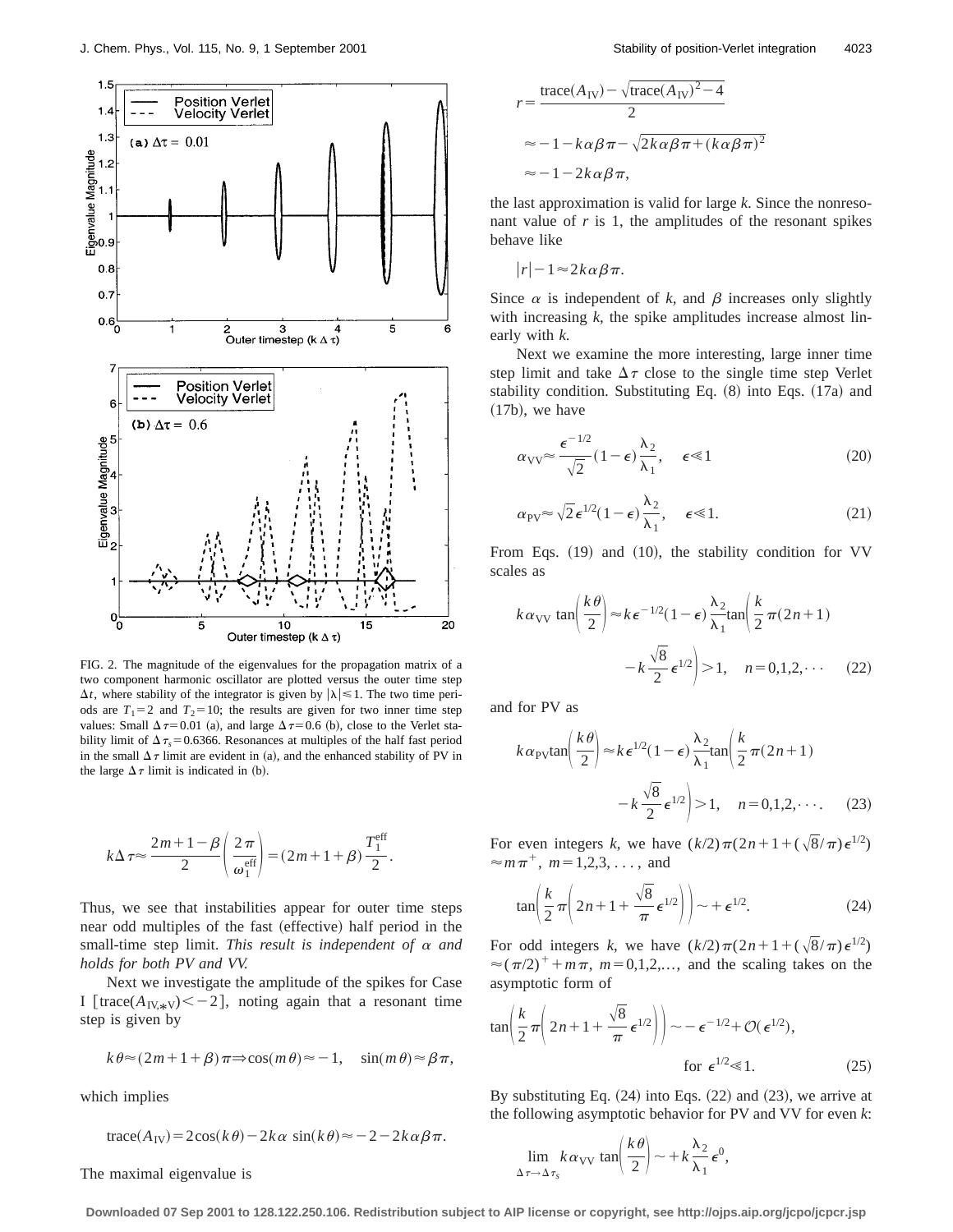FIG. 2. The magnitude of the eigenvalues for the propagation matrix of a two component harmonic oscillator are plotted versus the outer time step $\Delta t$, where stability of the integrator is given by $|\lambda| \leq 1$. The two time periods are $T_1 = 2$ and $T_2 = 10$; the results are given for two inner time step values: Small $\Delta\tau = 0.01$ (a), and large $\Delta\tau = 0.6$ (b), close to the Verlet stability limit of $\Delta\tau_s = 0.6366$. Resonances at multiples of the half fast period in the small $\Delta\tau$ limit are evident in (a), and the enhanced stability of PV in the large $\Delta\tau$ limit is indicated in (b).

$$k\Delta\tau \approx \frac{2m+1-\beta}{2}\left(\frac{2\pi}{\omega_1^{\text{eff}}}\right) = (2m+1+\beta)\frac{T_1^{\text{eff}}}{2}.$$

Thus, we see that instabilities appear for outer time steps near odd multiples of the fast (effective) half period in the small-time step limit. *This result is independent of $\alpha$ and holds for both PV and VV.*

Next we investigate the amplitude of the spikes for Case I [$\text{trace}(A_{\text{IV},*\text{V}}) < -2$], noting again that a resonant time step is given by

$$k\theta \approx (2m+1+\beta)\pi \Rightarrow \cos(m\theta) \approx -1, \quad \sin(m\theta) \approx \beta\pi,$$

which implies

$$\text{trace}(A_{\text{IV}}) = 2\cos(k\theta) - 2k\alpha\,\sin(k\theta) \approx -2 - 2k\alpha\beta\pi.$$

The maximal eigenvalue is

$$\begin{aligned} r &= \frac{\text{trace}(A_{\text{IV}}) - \sqrt{\text{trace}(A_{\text{IV}})^2 - 4}}{2} \\ &\approx -1 - k\alpha\beta\pi - \sqrt{2k\alpha\beta\pi + (k\alpha\beta\pi)^2} \\ &\approx -1 - 2k\alpha\beta\pi, \end{aligned}$$

the last approximation is valid for large $k$. Since the nonresonant value of $r$ is 1, the amplitudes of the resonant spikes behave like

$$|r| - 1 \approx 2k\alpha\beta\pi.$$

Since $\alpha$ is independent of $k$, and $\beta$ increases only slightly with increasing $k$, the spike amplitudes increase almost linearly with $k$.

Next we examine the more interesting, large inner time step limit and take $\Delta\tau$ close to the single time step Verlet stability condition. Substituting Eq. (8) into Eqs. (17a) and (17b), we have

$$\alpha_{\text{VV}} \approx \frac{\epsilon^{-1/2}}{\sqrt{2}}(1-\epsilon)\frac{\lambda_2}{\lambda_1}, \quad \epsilon \ll 1 \tag{20}$$

$$\alpha_{\text{PV}} \approx \sqrt{2}\,\epsilon^{1/2}(1-\epsilon)\frac{\lambda_2}{\lambda_1}, \quad \epsilon \ll 1. \tag{21}$$

From Eqs. (19) and (10), the stability condition for VV scales as

$$k\alpha_{\text{VV}}\tan\left(\frac{k\theta}{2}\right) \approx k\epsilon^{-1/2}(1-\epsilon)\frac{\lambda_2}{\lambda_1}\tan\left(\frac{k}{2}\pi(2n+1) - k\frac{\sqrt{8}}{2}\epsilon^{1/2}\right) > 1, \quad n = 0,1,2,\cdots \tag{22}$$

and for PV as

$$k\alpha_{\text{PV}}\tan\left(\frac{k\theta}{2}\right) \approx k\epsilon^{1/2}(1-\epsilon)\frac{\lambda_2}{\lambda_1}\tan\left(\frac{k}{2}\pi(2n+1) - k\frac{\sqrt{8}}{2}\epsilon^{1/2}\right) > 1, \quad n = 0,1,2,\cdots. \tag{23}$$

For even integers $k$, we have $(k/2)\pi(2n+1+(\sqrt{8}/\pi)\epsilon^{1/2}) \approx m\pi^+$, $m = 1,2,3,\ldots$, and

$$\tan\left(\frac{k}{2}\pi\left(2n+1+\frac{\sqrt{8}}{\pi}\epsilon^{1/2}\right)\right) \sim +\epsilon^{1/2}. \tag{24}$$

For odd integers $k$, we have $(k/2)\pi(2n+1+(\sqrt{8}/\pi)\epsilon^{1/2}) \approx (\pi/2)^+ + m\pi$, $m = 0,1,2,\ldots$, and the scaling takes on the asymptotic form of

$$\tan\left(\frac{k}{2}\pi\left(2n+1+\frac{\sqrt{8}}{\pi}\epsilon^{1/2}\right)\right) \sim -\epsilon^{-1/2} + \mathcal{O}(\epsilon^{1/2}), \quad \text{for } \epsilon^{1/2} \ll 1. \tag{25}$$

By substituting Eq. (24) into Eqs. (22) and (23), we arrive at the following asymptotic behavior for PV and VV for even $k$:

$$\lim_{\Delta\tau \to \Delta\tau_s} k\alpha_{\text{VV}}\tan\left(\frac{k\theta}{2}\right) \sim +k\frac{\lambda_2}{\lambda_1}\epsilon^0,$$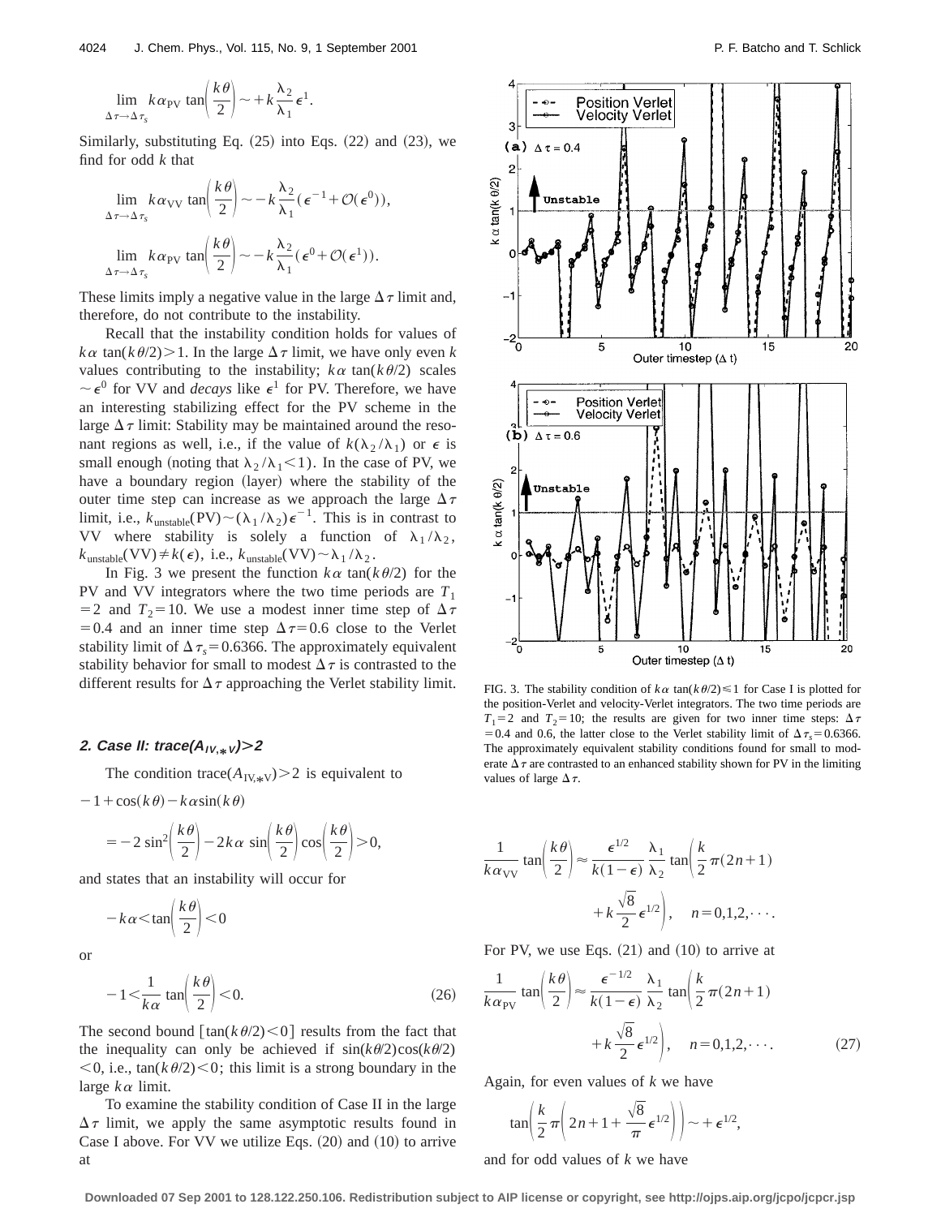$$\lim_{\Delta\tau\to\Delta\tau_s} k\alpha_{\mathrm{PV}} \tan\left(\frac{k\theta}{2}\right) \sim +k\frac{\lambda_2}{\lambda_1}\epsilon^1.$$

Similarly, substituting Eq. (25) into Eqs. (22) and (23), we find for odd $k$ that

$$\lim_{\Delta\tau\to\Delta\tau_s} k\alpha_{\mathrm{VV}} \tan\left(\frac{k\theta}{2}\right) \sim -k\frac{\lambda_2}{\lambda_1}(\epsilon^{-1}+\mathcal{O}(\epsilon^0)),$$

$$\lim_{\Delta\tau\to\Delta\tau_s} k\alpha_{\mathrm{PV}} \tan\left(\frac{k\theta}{2}\right) \sim -k\frac{\lambda_2}{\lambda_1}(\epsilon^0+\mathcal{O}(\epsilon^1)).$$

These limits imply a negative value in the large $\Delta\tau$ limit and, therefore, do not contribute to the instability.

Recall that the instability condition holds for values of $k\alpha\,\tan(k\theta/2)>1$. In the large $\Delta\tau$ limit, we have only even $k$ values contributing to the instability; $k\alpha\,\tan(k\theta/2)$ scales $\sim\epsilon^0$ for VV and *decays* like $\epsilon^1$ for PV. Therefore, we have an interesting stabilizing effect for the PV scheme in the large $\Delta\tau$ limit: Stability may be maintained around the resonant regions as well, i.e., if the value of $k(\lambda_2/\lambda_1)$ or $\epsilon$ is small enough (noting that $\lambda_2/\lambda_1<1$). In the case of PV, we have a boundary region (layer) where the stability of the outer time step can increase as we approach the large $\Delta\tau$ limit, i.e., $k_{\mathrm{unstable}}(\mathrm{PV})\sim(\lambda_1/\lambda_2)\epsilon^{-1}$. This is in contrast to VV where stability is solely a function of $\lambda_1/\lambda_2$, $k_{\mathrm{unstable}}(\mathrm{VV})\neq k(\epsilon)$, i.e., $k_{\mathrm{unstable}}(\mathrm{VV})\sim\lambda_1/\lambda_2$.

In Fig. 3 we present the function $k\alpha\,\tan(k\theta/2)$ for the PV and VV integrators where the two time periods are $T_1=2$ and $T_2=10$. We use a modest inner time step of $\Delta\tau=0.4$ and an inner time step $\Delta\tau=0.6$ close to the Verlet stability limit of $\Delta\tau_s=0.6366$. The approximately equivalent stability behavior for small to modest $\Delta\tau$ is contrasted to the different results for $\Delta\tau$ approaching the Verlet stability limit.

FIG. 3. The stability condition of $k\alpha\,\tan(k\theta/2)\leq1$ for Case I is plotted for the position-Verlet and velocity-Verlet integrators. The two time periods are $T_1=2$ and $T_2=10$; the results are given for two inner time steps: $\Delta\tau=0.4$ and 0.6, the latter close to the Verlet stability limit of $\Delta\tau_s=0.6366$. The approximately equivalent stability conditions found for small to moderate $\Delta\tau$ are contrasted to an enhanced stability shown for PV in the limiting values of large $\Delta\tau$.

### 2. Case II: trace($A_{\mathrm{IV},*\mathrm{V}}$)>2

The condition $\mathrm{trace}(A_{\mathrm{IV},*\mathrm{V}})>2$ is equivalent to

$$-1+\cos(k\theta)-k\alpha\sin(k\theta)$$

$$=-2\sin^2\left(\frac{k\theta}{2}\right)-2k\alpha\,\sin\left(\frac{k\theta}{2}\right)\cos\left(\frac{k\theta}{2}\right)>0,$$

and states that an instability will occur for

$$-k\alpha<\tan\left(\frac{k\theta}{2}\right)<0$$

or

$$-1<\frac{1}{k\alpha}\tan\left(\frac{k\theta}{2}\right)<0. \tag{26}$$

The second bound $[\tan(k\theta/2)<0]$ results from the fact that the inequality can only be achieved if $\sin(k\theta/2)\cos(k\theta/2)<0$, i.e., $\tan(k\theta/2)<0$; this limit is a strong boundary in the large $k\alpha$ limit.

To examine the stability condition of Case II in the large $\Delta\tau$ limit, we apply the same asymptotic results found in Case I above. For VV we utilize Eqs. (20) and (10) to arrive at

$$\frac{1}{k\alpha_{\mathrm{VV}}}\tan\left(\frac{k\theta}{2}\right)\approx\frac{\epsilon^{1/2}}{k(1-\epsilon)}\frac{\lambda_1}{\lambda_2}\tan\left(\frac{k}{2}\pi(2n+1)+k\frac{\sqrt{8}}{2}\epsilon^{1/2}\right),\quad n=0,1,2,\cdots.$$

For PV, we use Eqs. (21) and (10) to arrive at

$$\frac{1}{k\alpha_{\mathrm{PV}}}\tan\left(\frac{k\theta}{2}\right)\approx\frac{\epsilon^{-1/2}}{k(1-\epsilon)}\frac{\lambda_1}{\lambda_2}\tan\left(\frac{k}{2}\pi(2n+1)+k\frac{\sqrt{8}}{2}\epsilon^{1/2}\right),\quad n=0,1,2,\cdots. \tag{27}$$

Again, for even values of $k$ we have

$$\tan\left(\frac{k}{2}\pi\left(2n+1+\frac{\sqrt{8}}{\pi}\epsilon^{1/2}\right)\right)\sim+\epsilon^{1/2},$$

and for odd values of $k$ we have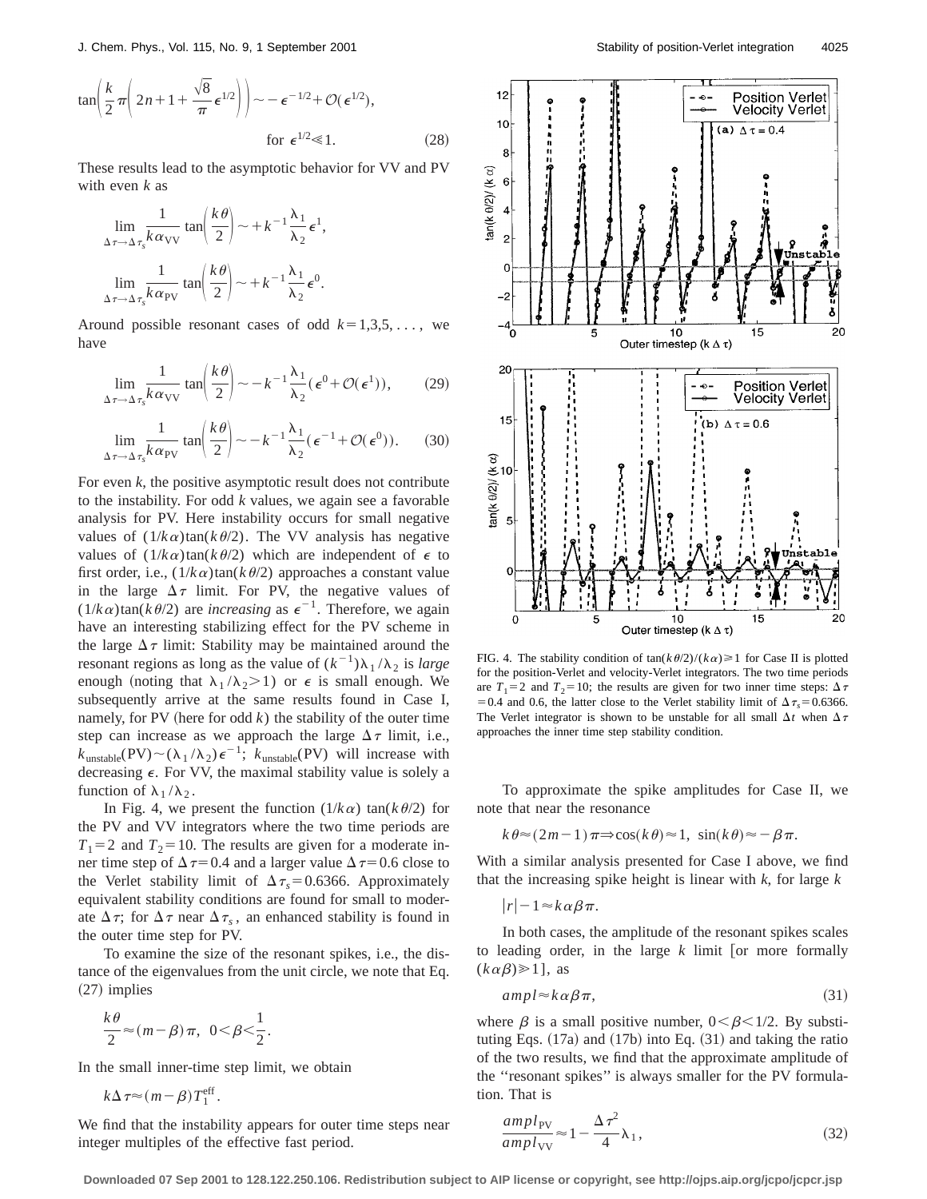$$\tan\left(\frac{k}{2}\pi\left(2n+1+\frac{\sqrt{8}}{\pi}\epsilon^{1/2}\right)\right)\sim-\epsilon^{-1/2}+\mathcal{O}(\epsilon^{1/2}),$$

$$\text{for } \epsilon^{1/2}\ll 1. \tag{28}$$

These results lead to the asymptotic behavior for VV and PV with even $k$ as

$$\lim_{\Delta\tau\to\Delta\tau_s}\frac{1}{k\alpha_{\mathrm{VV}}}\tan\left(\frac{k\theta}{2}\right)\sim+k^{-1}\frac{\lambda_1}{\lambda_2}\epsilon^1,$$

$$\lim_{\Delta\tau\to\Delta\tau_s}\frac{1}{k\alpha_{\mathrm{PV}}}\tan\left(\frac{k\theta}{2}\right)\sim+k^{-1}\frac{\lambda_1}{\lambda_2}\epsilon^0.$$

Around possible resonant cases of odd $k=1,3,5,\ldots$, we have

$$\lim_{\Delta\tau\to\Delta\tau_s}\frac{1}{k\alpha_{\mathrm{VV}}}\tan\left(\frac{k\theta}{2}\right)\sim-k^{-1}\frac{\lambda_1}{\lambda_2}(\epsilon^0+\mathcal{O}(\epsilon^1)), \tag{29}$$

$$\lim_{\Delta\tau\to\Delta\tau_s}\frac{1}{k\alpha_{\mathrm{PV}}}\tan\left(\frac{k\theta}{2}\right)\sim-k^{-1}\frac{\lambda_1}{\lambda_2}(\epsilon^{-1}+\mathcal{O}(\epsilon^0)). \tag{30}$$

For even $k$, the positive asymptotic result does not contribute to the instability. For odd $k$ values, we again see a favorable analysis for PV. Here instability occurs for small negative values of $(1/k\alpha)\tan(k\theta/2)$. The VV analysis has negative values of $(1/k\alpha)\tan(k\theta/2)$ which are independent of $\epsilon$ to first order, i.e., $(1/k\alpha)\tan(k\theta/2)$ approaches a constant value in the large $\Delta\tau$ limit. For PV, the negative values of $(1/k\alpha)\tan(k\theta/2)$ are *increasing* as $\epsilon^{-1}$. Therefore, we again have an interesting stabilizing effect for the PV scheme in the large $\Delta\tau$ limit: Stability may be maintained around the resonant regions as long as the value of $(k^{-1})\lambda_1/\lambda_2$ is *large* enough (noting that $\lambda_1/\lambda_2>1$) or $\epsilon$ is small enough. We subsequently arrive at the same results found in Case I, namely, for PV (here for odd $k$) the stability of the outer time step can increase as we approach the large $\Delta\tau$ limit, i.e., $k_{\mathrm{unstable}}(\mathrm{PV})\sim(\lambda_1/\lambda_2)\epsilon^{-1}$; $k_{\mathrm{unstable}}(\mathrm{PV})$ will increase with decreasing $\epsilon$. For VV, the maximal stability value is solely a function of $\lambda_1/\lambda_2$.

In Fig. 4, we present the function $(1/k\alpha)\tan(k\theta/2)$ for the PV and VV integrators where the two time periods are $T_1=2$ and $T_2=10$. The results are given for a moderate inner time step of $\Delta\tau=0.4$ and a larger value $\Delta\tau=0.6$ close to the Verlet stability limit of $\Delta\tau_s=0.6366$. Approximately equivalent stability conditions are found for small to moderate $\Delta\tau$; for $\Delta\tau$ near $\Delta\tau_s$, an enhanced stability is found in the outer time step for PV.

To examine the size of the resonant spikes, i.e., the distance of the eigenvalues from the unit circle, we note that Eq. (27) implies

$$\frac{k\theta}{2}\approx(m-\beta)\pi,\quad 0<\beta<\frac{1}{2}.$$

In the small inner-time step limit, we obtain

$$k\Delta\tau\approx(m-\beta)T_1^{\mathrm{eff}}.$$

We find that the instability appears for outer time steps near integer multiples of the effective fast period.

FIG. 4. The stability condition of $\tan(k\theta/2)/(k\alpha)\geq 1$ for Case II is plotted for the position-Verlet and velocity-Verlet integrators. The two time periods are $T_1=2$ and $T_2=10$; the results are given for two inner time steps: $\Delta\tau=0.4$ and 0.6, the latter close to the Verlet stability limit of $\Delta\tau_s=0.6366$. The Verlet integrator is shown to be unstable for all small $\Delta t$ when $\Delta\tau$ approaches the inner time step stability condition.

To approximate the spike amplitudes for Case II, we note that near the resonance

$$k\theta\approx(2m-1)\pi\Rightarrow\cos(k\theta)\approx 1,\ \sin(k\theta)\approx-\beta\pi.$$

With a similar analysis presented for Case I above, we find that the increasing spike height is linear with $k$, for large $k$

$$|r|-1\approx k\alpha\beta\pi.$$

In both cases, the amplitude of the resonant spikes scales to leading order, in the large $k$ limit [or more formally $(k\alpha\beta)\gg 1$], as

$$ampl\approx k\alpha\beta\pi, \tag{31}$$

where $\beta$ is a small positive number, $0<\beta<1/2$. By substituting Eqs. (17a) and (17b) into Eq. (31) and taking the ratio of the two results, we find that the approximate amplitude of the "resonant spikes" is always smaller for the PV formulation. That is

$$\frac{ampl_{\mathrm{PV}}}{ampl_{\mathrm{VV}}}\approx 1-\frac{\Delta\tau^2}{4}\lambda_1, \tag{32}$$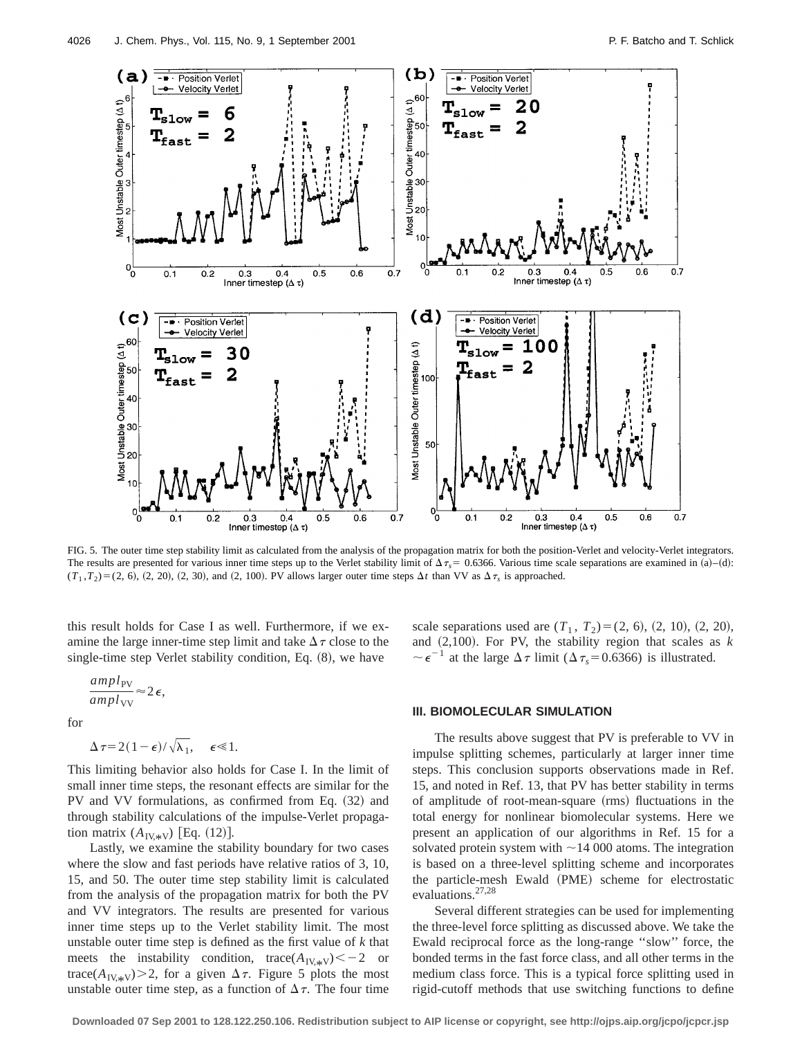FIG. 5. The outer time step stability limit as calculated from the analysis of the propagation matrix for both the position-Verlet and velocity-Verlet integrators. The results are presented for various inner time steps up to the Verlet stability limit of $\Delta\tau_s = 0.6366$. Various time scale separations are examined in (a)–(d): $(T_1, T_2) = (2, 6)$, (2, 20), (2, 30), and (2, 100). PV allows larger outer time steps $\Delta t$ than VV as $\Delta\tau_s$ is approached.

this result holds for Case I as well. Furthermore, if we examine the large inner-time step limit and take $\Delta\tau$ close to the single-time step Verlet stability condition, Eq. (8), we have

$$\frac{ampl_{\mathrm{PV}}}{ampl_{\mathrm{VV}}} \approx 2\epsilon,$$

for

$$\Delta\tau = 2(1-\epsilon)/\sqrt{\lambda_1}, \quad \epsilon \ll 1.$$

This limiting behavior also holds for Case I. In the limit of small inner time steps, the resonant effects are similar for the PV and VV formulations, as confirmed from Eq. (32) and through stability calculations of the impulse-Verlet propagation matrix $(A_{\mathrm{IV},*\mathrm{V}})$ [Eq. (12)].

Lastly, we examine the stability boundary for two cases where the slow and fast periods have relative ratios of 3, 10, 15, and 50. The outer time step stability limit is calculated from the analysis of the propagation matrix for both the PV and VV integrators. The results are presented for various inner time steps up to the Verlet stability limit. The most unstable outer time step is defined as the first value of $k$ that meets the instability condition, $\mathrm{trace}(A_{\mathrm{IV},*\mathrm{V}}) < -2$ or $\mathrm{trace}(A_{\mathrm{IV},*\mathrm{V}}) > 2$, for a given $\Delta\tau$. Figure 5 plots the most unstable outer time step, as a function of $\Delta\tau$. The four time scale separations used are $(T_1, T_2) = (2, 6)$, (2, 10), (2, 20), and (2,100). For PV, the stability region that scales as $k \sim \epsilon^{-1}$ at the large $\Delta\tau$ limit $(\Delta\tau_s = 0.6366)$ is illustrated.

## III. BIOMOLECULAR SIMULATION

The results above suggest that PV is preferable to VV in impulse splitting schemes, particularly at larger inner time steps. This conclusion supports observations made in Ref. 15, and noted in Ref. 13, that PV has better stability in terms of amplitude of root-mean-square (rms) fluctuations in the total energy for nonlinear biomolecular systems. Here we present an application of our algorithms in Ref. 15 for a solvated protein system with ~14 000 atoms. The integration is based on a three-level splitting scheme and incorporates the particle-mesh Ewald (PME) scheme for electrostatic evaluations.[27,28]

Several different strategies can be used for implementing the three-level force splitting as discussed above. We take the Ewald reciprocal force as the long-range "slow" force, the bonded terms in the fast force class, and all other terms in the medium class force. This is a typical force splitting used in rigid-cutoff methods that use switching functions to define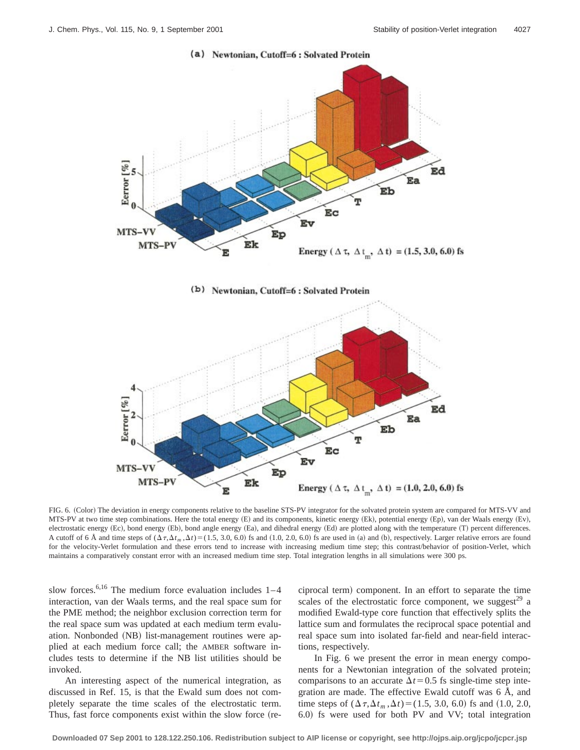FIG. 6. (Color) The deviation in energy components relative to the baseline STS-PV integrator for the solvated protein system are compared for MTS-VV and MTS-PV at two time step combinations. Here the total energy (E) and its components, kinetic energy (Ek), potential energy (Ep), van der Waals energy (Ev), electrostatic energy (Ec), bond energy (Eb), bond angle energy (Ea), and dihedral energy (Ed) are plotted along with the temperature (T) percent differences. A cutoff of 6 Å and time steps of $(\Delta\tau, \Delta t_m, \Delta t) = (1.5, 3.0, 6.0)$ fs and $(1.0, 2.0, 6.0)$ fs are used in (a) and (b), respectively. Larger relative errors are found for the velocity-Verlet formulation and these errors tend to increase with increasing medium time step; this contrast/behavior of position-Verlet, which maintains a comparatively constant error with an increased medium time step. Total integration lengths in all simulations were 300 ps.

slow forces.[6,16] The medium force evaluation includes 1–4 interaction, van der Waals terms, and the real space sum for the PME method; the neighbor exclusion correction term for the real space sum was updated at each medium term evaluation. Nonbonded (NB) list-management routines were applied at each medium force call; the AMBER software includes tests to determine if the NB list utilities should be invoked.

An interesting aspect of the numerical integration, as discussed in Ref. 15, is that the Ewald sum does not completely separate the time scales of the electrostatic term. Thus, fast force components exist within the slow force (reciprocal term) component. In an effort to separate the time scales of the electrostatic force component, we suggest[29] a modified Ewald-type core function that effectively splits the lattice sum and formulates the reciprocal space potential and real space sum into isolated far-field and near-field interactions, respectively.

In Fig. 6 we present the error in mean energy components for a Newtonian integration of the solvated protein; comparisons to an accurate $\Delta t = 0.5$ fs single-time step integration are made. The effective Ewald cutoff was 6 Å, and time steps of $(\Delta\tau, \Delta t_m, \Delta t) = (1.5, 3.0, 6.0)$ fs and $(1.0, 2.0, 6.0)$ fs were used for both PV and VV; total integration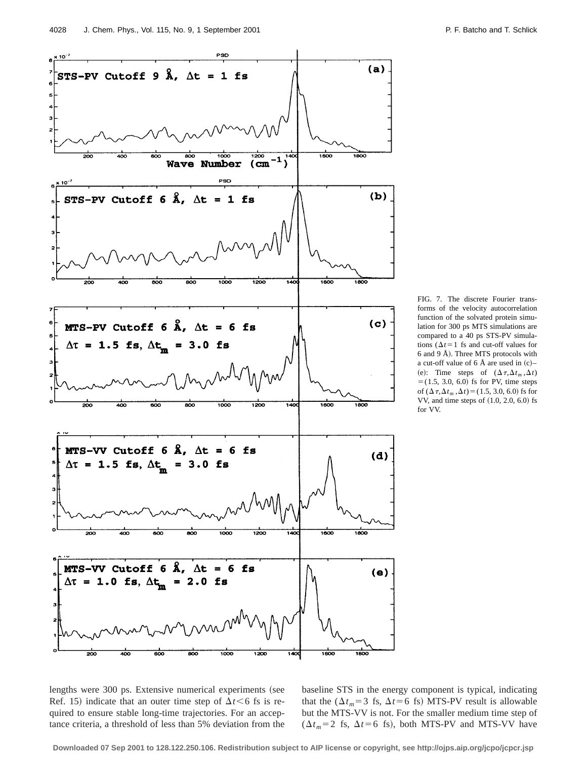FIG. 7. The discrete Fourier transforms of the velocity autocorrelation function of the solvated protein simulation for 300 ps MTS simulations are compared to a 40 ps STS-PV simulations ($\Delta t = 1$ fs and cut-off values for 6 and 9 Å). Three MTS protocols with a cut-off value of 6 Å are used in (c)–(e): Time steps of $(\Delta\tau, \Delta t_m, \Delta t) = (1.5, 3.0, 6.0)$ fs for PV, time steps of $(\Delta\tau, \Delta t_m, \Delta t) = (1.5, 3.0, 6.0)$ fs for VV, and time steps of (1.0, 2.0, 6.0) fs for VV.

lengths were 300 ps. Extensive numerical experiments (see Ref. 15) indicate that an outer time step of $\Delta t < 6$ fs is required to ensure stable long-time trajectories. For an acceptance criteria, a threshold of less than 5% deviation from the baseline STS in the energy component is typical, indicating that the ($\Delta t_m = 3$ fs, $\Delta t = 6$ fs) MTS-PV result is allowable but the MTS-VV is not. For the smaller medium time step of ($\Delta t_m = 2$ fs, $\Delta t = 6$ fs), both MTS-PV and MTS-VV have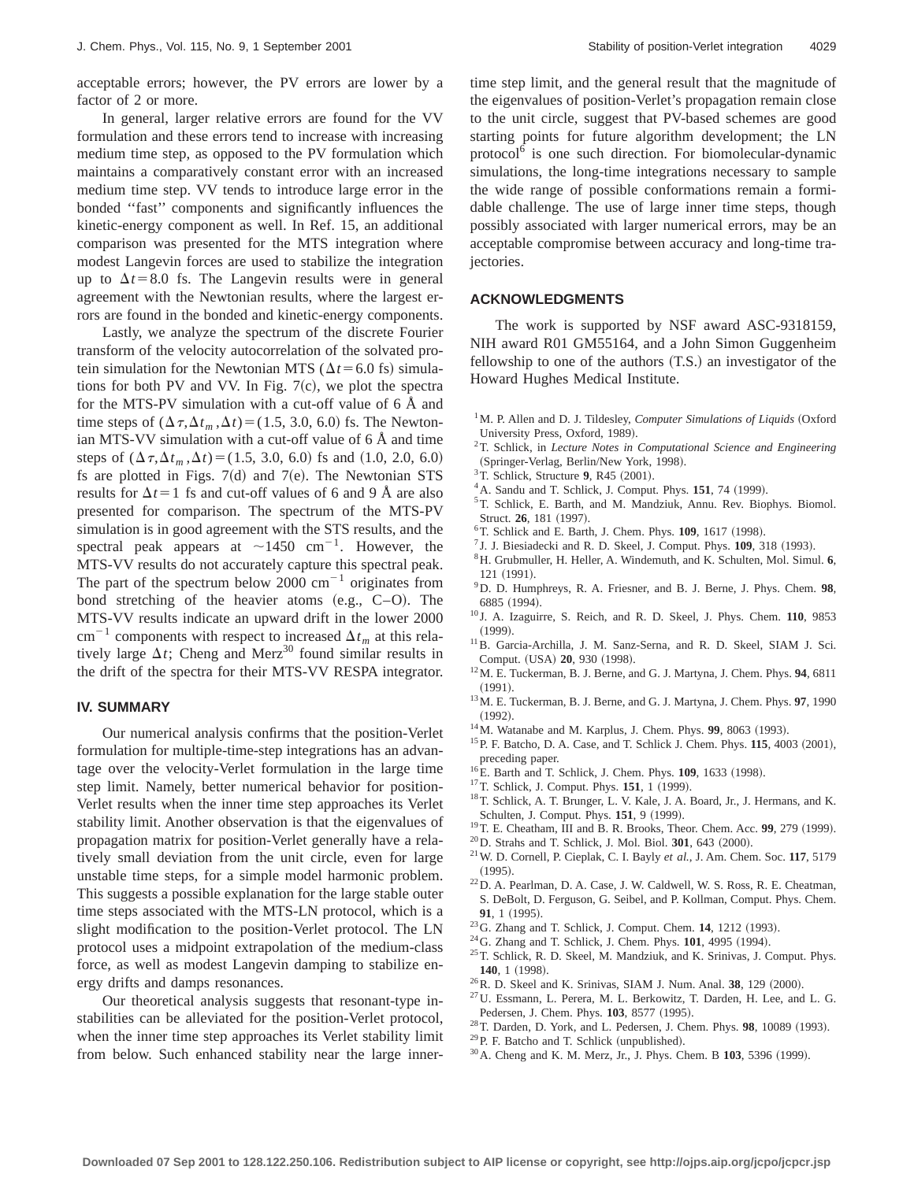acceptable errors; however, the PV errors are lower by a factor of 2 or more.

In general, larger relative errors are found for the VV formulation and these errors tend to increase with increasing medium time step, as opposed to the PV formulation which maintains a comparatively constant error with an increased medium time step. VV tends to introduce large error in the bonded "fast" components and significantly influences the kinetic-energy component as well. In Ref. 15, an additional comparison was presented for the MTS integration where modest Langevin forces are used to stabilize the integration up to $\Delta t = 8.0$ fs. The Langevin results were in general agreement with the Newtonian results, where the largest errors are found in the bonded and kinetic-energy components.

Lastly, we analyze the spectrum of the discrete Fourier transform of the velocity autocorrelation of the solvated protein simulation for the Newtonian MTS ($\Delta t = 6.0$ fs) simulations for both PV and VV. In Fig. 7(c), we plot the spectra for the MTS-PV simulation with a cut-off value of 6 Å and time steps of $(\Delta\tau, \Delta t_m, \Delta t) = (1.5, 3.0, 6.0)$ fs. The Newtonian MTS-VV simulation with a cut-off value of 6 Å and time steps of $(\Delta\tau, \Delta t_m, \Delta t) = (1.5, 3.0, 6.0)$ fs and $(1.0, 2.0, 6.0)$ fs are plotted in Figs. 7(d) and 7(e). The Newtonian STS results for $\Delta t = 1$ fs and cut-off values of 6 and 9 Å are also presented for comparison. The spectrum of the MTS-PV simulation is in good agreement with the STS results, and the spectral peak appears at $\sim 1450$ cm$^{-1}$. However, the MTS-VV results do not accurately capture this spectral peak. The part of the spectrum below 2000 cm$^{-1}$ originates from bond stretching of the heavier atoms (e.g., C–O). The MTS-VV results indicate an upward drift in the lower 2000 cm$^{-1}$ components with respect to increased $\Delta t_m$ at this relatively large $\Delta t$; Cheng and Merz[30] found similar results in the drift of the spectra for their MTS-VV RESPA integrator.

## IV. SUMMARY

Our numerical analysis confirms that the position-Verlet formulation for multiple-time-step integrations has an advantage over the velocity-Verlet formulation in the large time step limit. Namely, better numerical behavior for position-Verlet results when the inner time step approaches its Verlet stability limit. Another observation is that the eigenvalues of propagation matrix for position-Verlet generally have a relatively small deviation from the unit circle, even for large unstable time steps, for a simple model harmonic problem. This suggests a possible explanation for the large stable outer time steps associated with the MTS-LN protocol, which is a slight modification to the position-Verlet protocol. The LN protocol uses a midpoint extrapolation of the medium-class force, as well as modest Langevin damping to stabilize energy drifts and damps resonances.

Our theoretical analysis suggests that resonant-type instabilities can be alleviated for the position-Verlet protocol, when the inner time step approaches its Verlet stability limit from below. Such enhanced stability near the large inner-time step limit, and the general result that the magnitude of the eigenvalues of position-Verlet's propagation remain close to the unit circle, suggest that PV-based schemes are good starting points for future algorithm development; the LN protocol[6] is one such direction. For biomolecular-dynamic simulations, the long-time integrations necessary to sample the wide range of possible conformations remain a formidable challenge. The use of large inner time steps, though possibly associated with larger numerical errors, may be an acceptable compromise between accuracy and long-time trajectories.

## ACKNOWLEDGMENTS

The work is supported by NSF award ASC-9318159, NIH award R01 GM55164, and a John Simon Guggenheim fellowship to one of the authors (T.S.) an investigator of the Howard Hughes Medical Institute.

[1] M. P. Allen and D. J. Tildesley, *Computer Simulations of Liquids* (Oxford University Press, Oxford, 1989).
[2] T. Schlick, in *Lecture Notes in Computational Science and Engineering* (Springer-Verlag, Berlin/New York, 1998).
[3] T. Schlick, Structure **9**, R45 (2001).
[4] A. Sandu and T. Schlick, J. Comput. Phys. **151**, 74 (1999).
[5] T. Schlick, E. Barth, and M. Mandziuk, Annu. Rev. Biophys. Biomol. Struct. **26**, 181 (1997).
[6] T. Schlick and E. Barth, J. Chem. Phys. **109**, 1617 (1998).
[7] J. J. Biesiadecki and R. D. Skeel, J. Comput. Phys. **109**, 318 (1993).
[8] H. Grubmuller, H. Heller, A. Windemuth, and K. Schulten, Mol. Simul. **6**, 121 (1991).
[9] D. D. Humphreys, R. A. Friesner, and B. J. Berne, J. Phys. Chem. **98**, 6885 (1994).
[10] J. A. Izaguirre, S. Reich, and R. D. Skeel, J. Phys. Chem. **110**, 9853 (1999).
[11] B. Garcia-Archilla, J. M. Sanz-Serna, and R. D. Skeel, SIAM J. Sci. Comput. (USA) **20**, 930 (1998).
[12] M. E. Tuckerman, B. J. Berne, and G. J. Martyna, J. Chem. Phys. **94**, 6811 (1991).
[13] M. E. Tuckerman, B. J. Berne, and G. J. Martyna, J. Chem. Phys. **97**, 1990 (1992).
[14] M. Watanabe and M. Karplus, J. Chem. Phys. **99**, 8063 (1993).
[15] P. F. Batcho, D. A. Case, and T. Schlick J. Chem. Phys. **115**, 4003 (2001), preceding paper.
[16] E. Barth and T. Schlick, J. Chem. Phys. **109**, 1633 (1998).
[17] T. Schlick, J. Comput. Phys. **151**, 1 (1999).
[18] T. Schlick, A. T. Brunger, L. V. Kale, J. A. Board, Jr., J. Hermans, and K. Schulten, J. Comput. Phys. **151**, 9 (1999).
[19] T. E. Cheatham, III and B. R. Brooks, Theor. Chem. Acc. **99**, 279 (1999).
[20] D. Strahs and T. Schlick, J. Mol. Biol. **301**, 643 (2000).
[21] W. D. Cornell, P. Cieplak, C. I. Bayly *et al.*, J. Am. Chem. Soc. **117**, 5179 (1995).
[22] D. A. Pearlman, D. A. Case, J. W. Caldwell, W. S. Ross, R. E. Cheatman, S. DeBolt, D. Ferguson, G. Seibel, and P. Kollman, Comput. Phys. Chem. **91**, 1 (1995).
[23] G. Zhang and T. Schlick, J. Comput. Chem. **14**, 1212 (1993).
[24] G. Zhang and T. Schlick, J. Chem. Phys. **101**, 4995 (1994).
[25] T. Schlick, R. D. Skeel, M. Mandziuk, and K. Srinivas, J. Comput. Phys. **140**, 1 (1998).
[26] R. D. Skeel and K. Srinivas, SIAM J. Num. Anal. **38**, 129 (2000).
[27] U. Essmann, L. Perera, M. L. Berkowitz, T. Darden, H. Lee, and L. G. Pedersen, J. Chem. Phys. **103**, 8577 (1995).
[28] T. Darden, D. York, and L. Pedersen, J. Chem. Phys. **98**, 10089 (1993).
[29] P. F. Batcho and T. Schlick (unpublished).
[30] A. Cheng and K. M. Merz, Jr., J. Phys. Chem. B **103**, 5396 (1999).